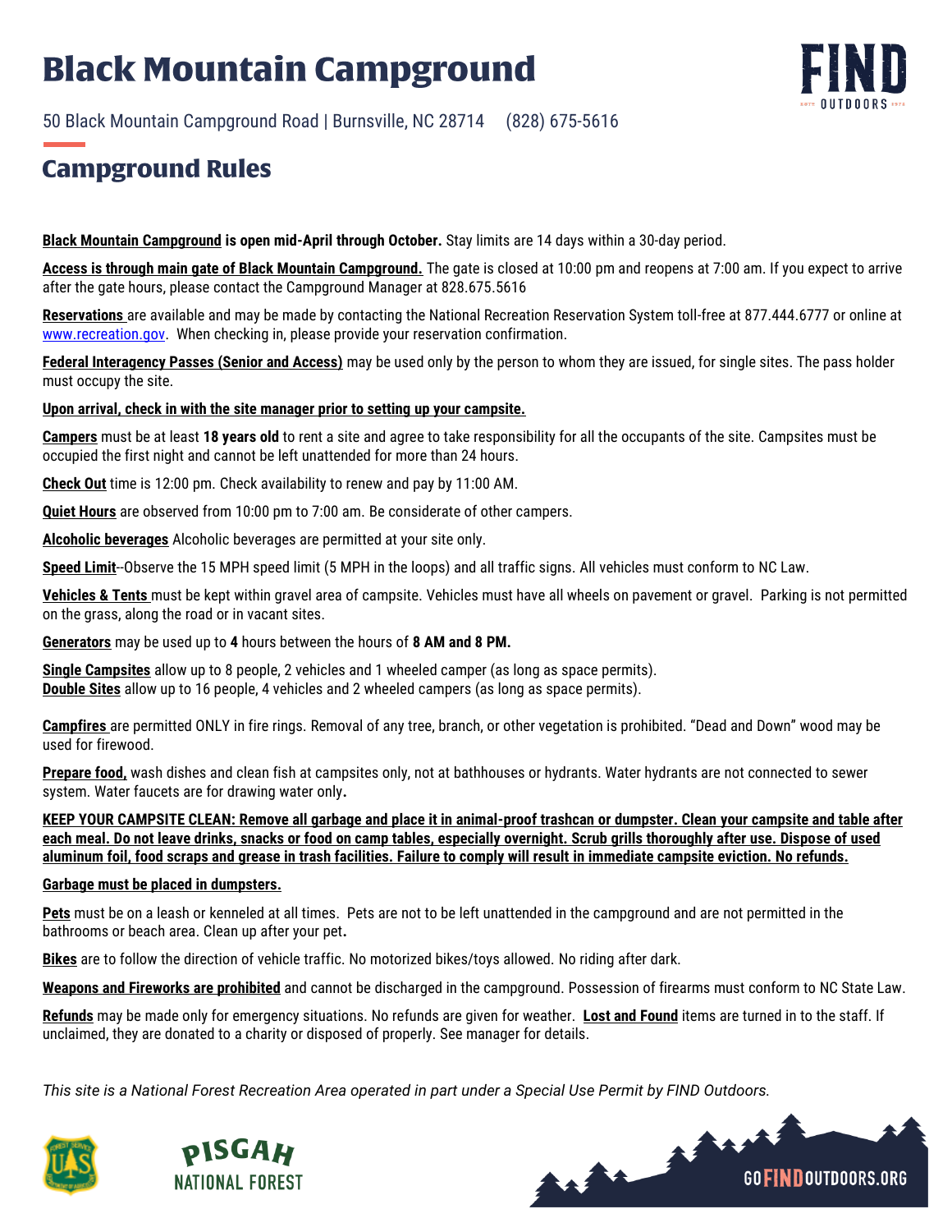# Black Mountain Campground

50 Black Mountain Campground Road | Burnsville, NC 28714 (828) 675-5616

## Campground Rules

**Black Mountain Campground is open mid-April through October.** Stay limits are 14 days within a 30-day period.

**Access is through main gate of Black Mountain Campground.** The gate is closed at 10:00 pm and reopens at 7:00 am. If you expect to arrive after the gate hours, please contact the Campground Manager at 828.675.5616

**Reservations** are available and may be made by contacting the National Recreation Reservation System toll-free at 877.444.6777 or online at [www.recreation.gov](http://www.recreation.gov). When checking in, please provide your reservation confirmation.

**Federal Interagency Passes (Senior and Access)** may be used only by the person to whom they are issued, for single sites. The pass holder must occupy the site.

**Upon arrival, check in with the site manager prior to setting up your campsite.**

**Campers** must be at least **18 years old** to rent a site and agree to take responsibility for all the occupants of the site. Campsites must be occupied the first night and cannot be left unattended for more than 24 hours.

**Check Out** time is 12:00 pm. Check availability to renew and pay by 11:00 AM.

**Quiet Hours** are observed from 10:00 pm to 7:00 am. Be considerate of other campers.

**Alcoholic beverages** Alcoholic beverages are permitted at your site only.

**Speed Limit**--Observe the 15 MPH speed limit (5 MPH in the loops) and all traffic signs. All vehicles must conform to NC Law.

**Vehicles & Tents** must be kept within gravel area of campsite. Vehicles must have all wheels on pavement or gravel. Parking is not permitted on the grass, along the road or in vacant sites.

**Generators** may be used up to **4** hours between the hours of **8 AM and 8 PM.**

**Single Campsites** allow up to 8 people, 2 vehicles and 1 wheeled camper (as long as space permits).
**Double Sites** allow up to 16 people, 4 vehicles and 2 wheeled campers (as long as space permits).

**Campfires** are permitted ONLY in fire rings. Removal of any tree, branch, or other vegetation is prohibited. "Dead and Down" wood may be used for firewood.

**Prepare food,** wash dishes and clean fish at campsites only, not at bathhouses or hydrants. Water hydrants are not connected to sewer system. Water faucets are for drawing water only**.**

**KEEP YOUR CAMPSITE CLEAN: Remove all garbage and place it in animal-proof trashcan or dumpster. Clean your campsite and table after each meal. Do not leave drinks, snacks or food on camp tables, especially overnight. Scrub grills thoroughly after use. Dispose of used aluminum foil, food scraps and grease in trash facilities. Failure to comply will result in immediate campsite eviction. No refunds.**

**Garbage must be placed in dumpsters.**

**Pets** must be on a leash or kenneled at all times. Pets are not to be left unattended in the campground and are not permitted in the bathrooms or beach area. Clean up after your pet**.**

**Bikes** are to follow the direction of vehicle traffic. No motorized bikes/toys allowed. No riding after dark.

**Weapons and Fireworks are prohibited** and cannot be discharged in the campground. Possession of firearms must conform to NC State Law.

**Refunds** may be made only for emergency situations. No refunds are given for weather. **Lost and Found** items are turned in to the staff. If unclaimed, they are donated to a charity or disposed of properly. See manager for details.

*This site is a National Forest Recreation Area operated in part under a Special Use Permit by FIND Outdoors.*

PISGAH NATIONAL FOREST

GOFINDOUTDOORS.ORG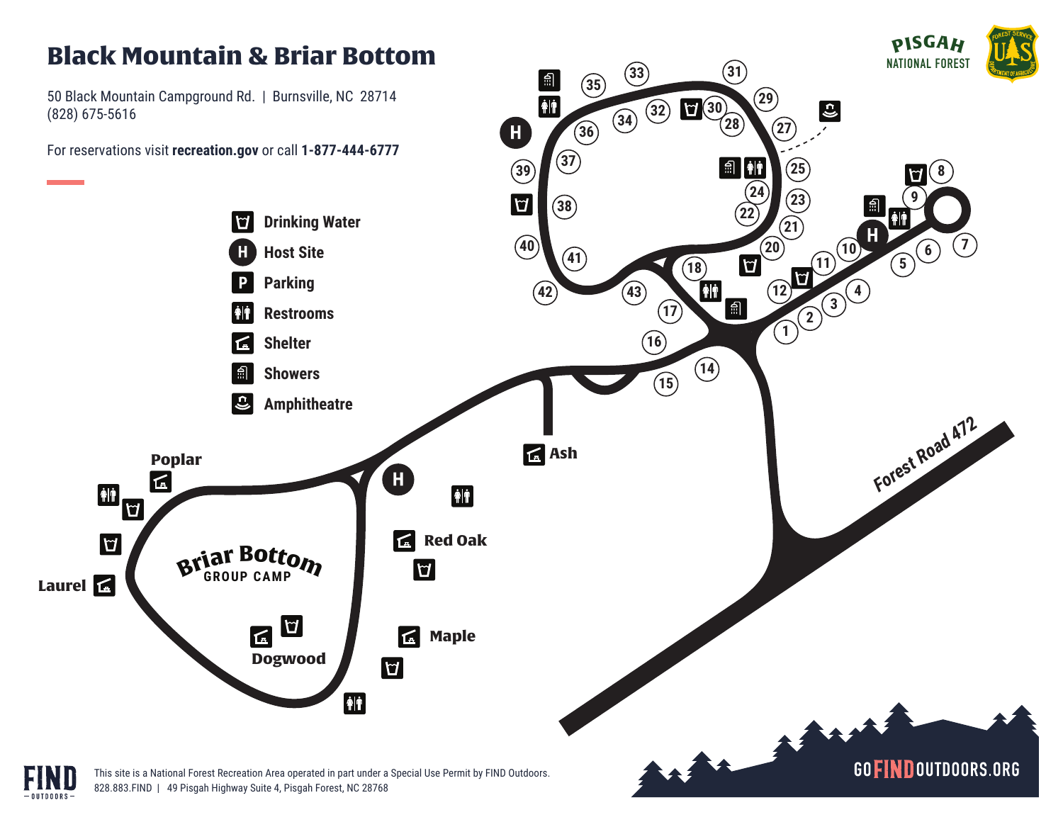# Black Mountain & Briar Bottom

50 Black Mountain Campground Rd. | Burnsville, NC 28714
(828) 675-5616

For reservations visit **recreation.gov** or call **1-877-444-6777**

PISGAH
NATIONAL FOREST

- Drinking Water
- Host Site
- Parking
- Restrooms
- Shelter
- Showers
- Amphitheatre

Poplar
Laurel
Briar Bottom
GROUP CAMP
Dogwood
Red Oak
Maple
Ash
Forest Road 472

This site is a National Forest Recreation Area operated in part under a Special Use Permit by FIND Outdoors.
828.883.FIND | 49 Pisgah Highway Suite 4, Pisgah Forest, NC 28768

GOFINDOUTDOORS.ORG